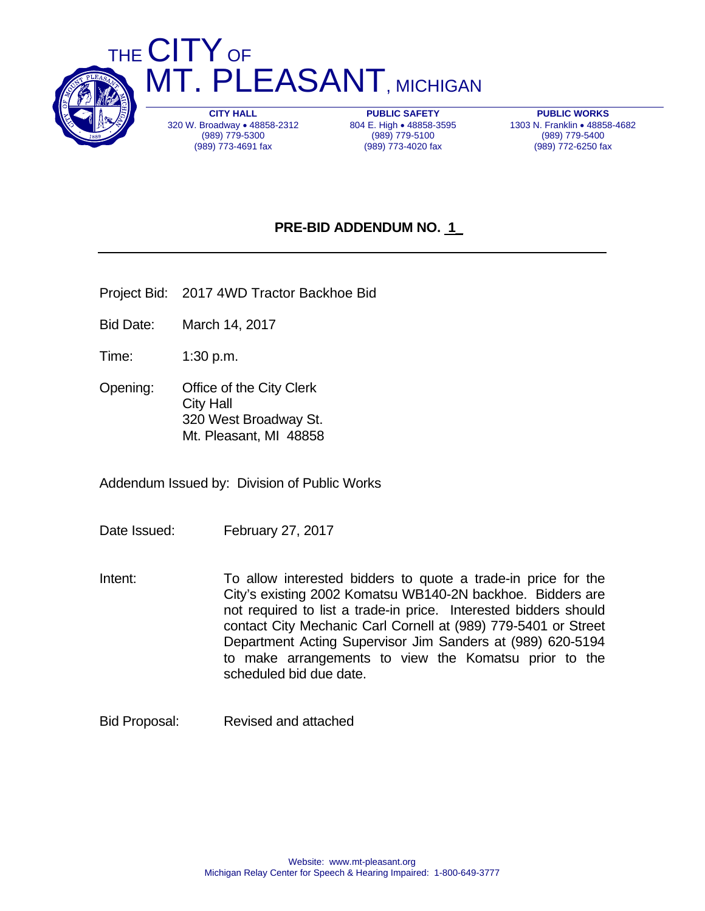# THE CITY OF MT. PLEASANT, MICHIGAN

**CITY HALL**
320 W. Broadway • 48858-2312
(989) 779-5300
(989) 773-4691 fax

**PUBLIC SAFETY**
804 E. High • 48858-3595
(989) 779-5100
(989) 773-4020 fax

**PUBLIC WORKS**
1303 N. Franklin • 48858-4682
(989) 779-5400
(989) 772-6250 fax

## PRE-BID ADDENDUM NO. 1

Project Bid: 2017 4WD Tractor Backhoe Bid

Bid Date: March 14, 2017

Time: 1:30 p.m.

Opening: Office of the City Clerk
City Hall
320 West Broadway St.
Mt. Pleasant, MI 48858

Addendum Issued by: Division of Public Works

Date Issued: February 27, 2017

Intent: To allow interested bidders to quote a trade-in price for the City's existing 2002 Komatsu WB140-2N backhoe. Bidders are not required to list a trade-in price. Interested bidders should contact City Mechanic Carl Cornell at (989) 779-5401 or Street Department Acting Supervisor Jim Sanders at (989) 620-5194 to make arrangements to view the Komatsu prior to the scheduled bid due date.

Bid Proposal: Revised and attached

Website: www.mt-pleasant.org
Michigan Relay Center for Speech & Hearing Impaired: 1-800-649-3777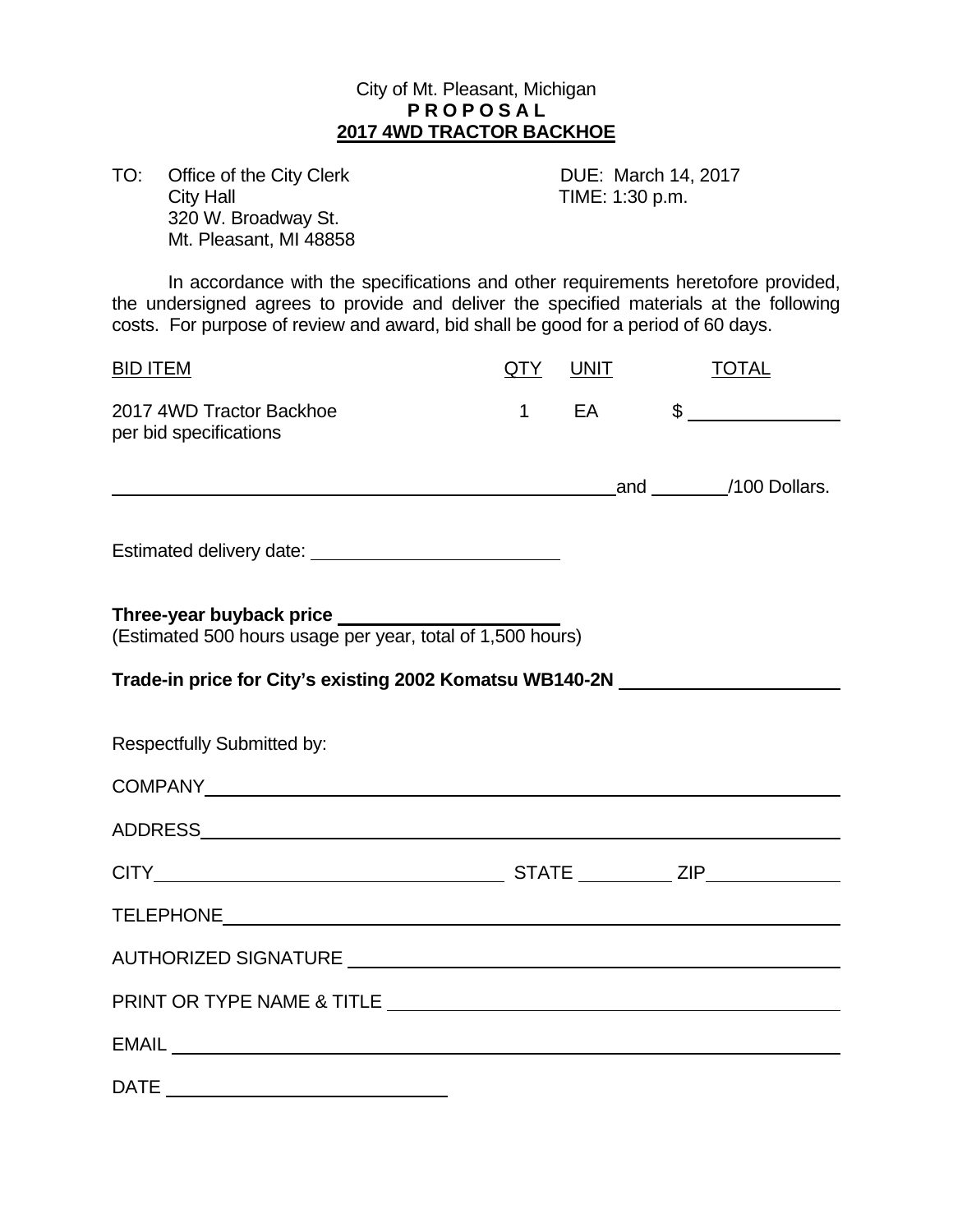City of Mt. Pleasant, Michigan

**P R O P O S A L**

**2017 4WD TRACTOR BACKHOE**

TO: Office of the City Clerk
City Hall
320 W. Broadway St.
Mt. Pleasant, MI 48858

DUE: March 14, 2017
TIME: 1:30 p.m.

In accordance with the specifications and other requirements heretofore provided, the undersigned agrees to provide and deliver the specified materials at the following costs. For purpose of review and award, bid shall be good for a period of 60 days.

| BID ITEM | QTY | UNIT | TOTAL |
|---|---|---|---|
| 2017 4WD Tractor Backhoe per bid specifications | 1 | EA | $ ______________ |

______________________________________________ and ________/100 Dollars.

Estimated delivery date: ________________________

**Three-year buyback price** ____________________
(Estimated 500 hours usage per year, total of 1,500 hours)

**Trade-in price for City's existing 2002 Komatsu WB140-2N** ____________________

Respectfully Submitted by:

COMPANY ____________________________________________

ADDRESS ____________________________________________

CITY ______________________ STATE __________ ZIP ____________

TELEPHONE ____________________________________________

AUTHORIZED SIGNATURE ____________________________________

PRINT OR TYPE NAME & TITLE _______________________________

EMAIL ____________________________________________

DATE ___________________________